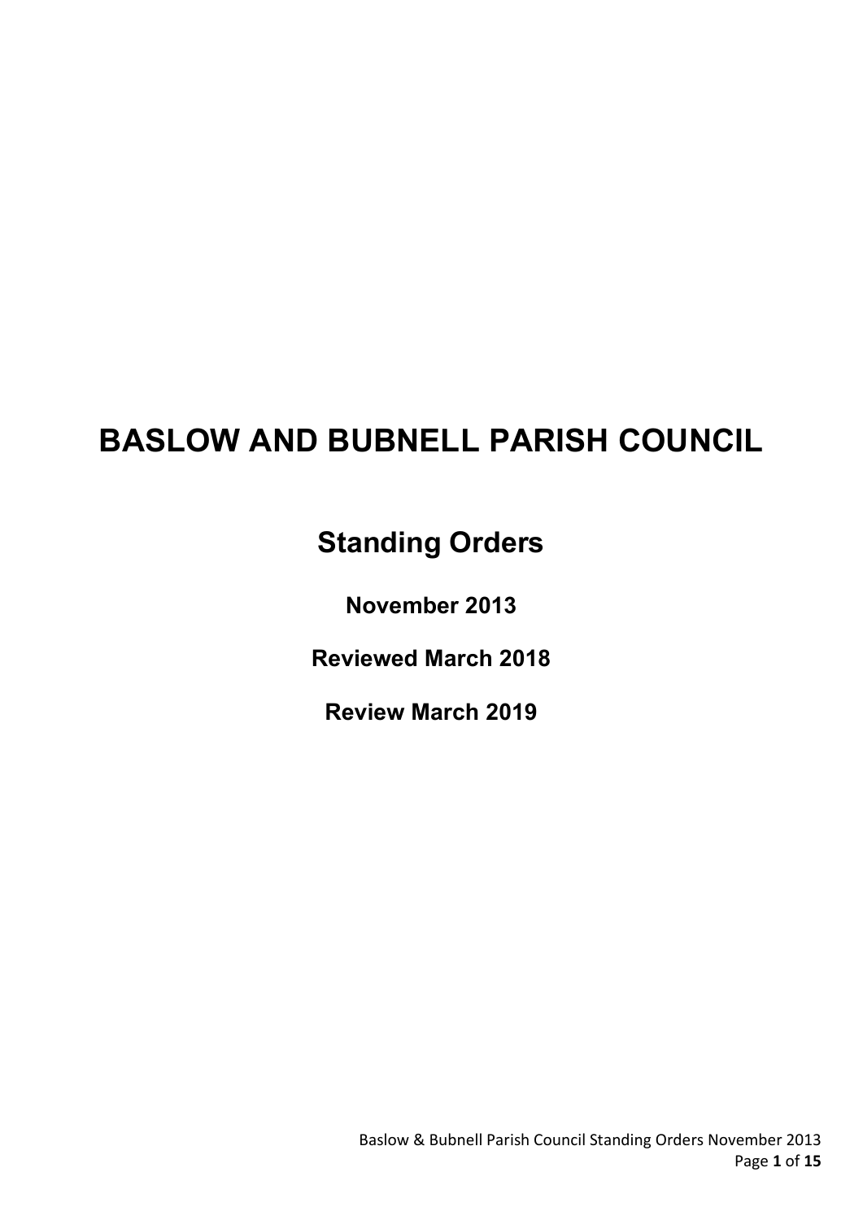# BASLOW AND BUBNELL PARISH COUNCIL

## Standing Orders

**November 2013**

**Reviewed March 2018**

**Review March 2019**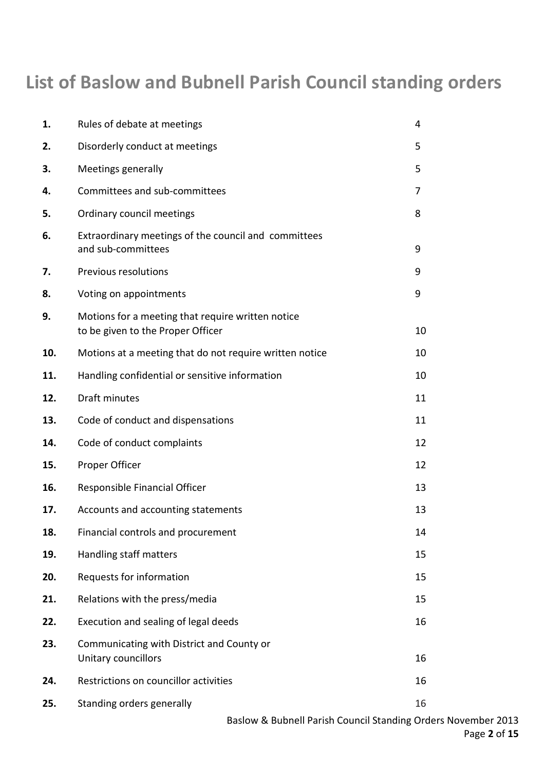# List of Baslow and Bubnell Parish Council standing orders

| | | |
|---|---|---|
| **1.** | Rules of debate at meetings | 4 |
| **2.** | Disorderly conduct at meetings | 5 |
| **3.** | Meetings generally | 5 |
| **4.** | Committees and sub-committees | 7 |
| **5.** | Ordinary council meetings | 8 |
| **6.** | Extraordinary meetings of the council and committees and sub-committees | 9 |
| **7.** | Previous resolutions | 9 |
| **8.** | Voting on appointments | 9 |
| **9.** | Motions for a meeting that require written notice to be given to the Proper Officer | 10 |
| **10.** | Motions at a meeting that do not require written notice | 10 |
| **11.** | Handling confidential or sensitive information | 10 |
| **12.** | Draft minutes | 11 |
| **13.** | Code of conduct and dispensations | 11 |
| **14.** | Code of conduct complaints | 12 |
| **15.** | Proper Officer | 12 |
| **16.** | Responsible Financial Officer | 13 |
| **17.** | Accounts and accounting statements | 13 |
| **18.** | Financial controls and procurement | 14 |
| **19.** | Handling staff matters | 15 |
| **20.** | Requests for information | 15 |
| **21.** | Relations with the press/media | 15 |
| **22.** | Execution and sealing of legal deeds | 16 |
| **23.** | Communicating with District and County or Unitary councillors | 16 |
| **24.** | Restrictions on councillor activities | 16 |
| **25.** | Standing orders generally | 16 |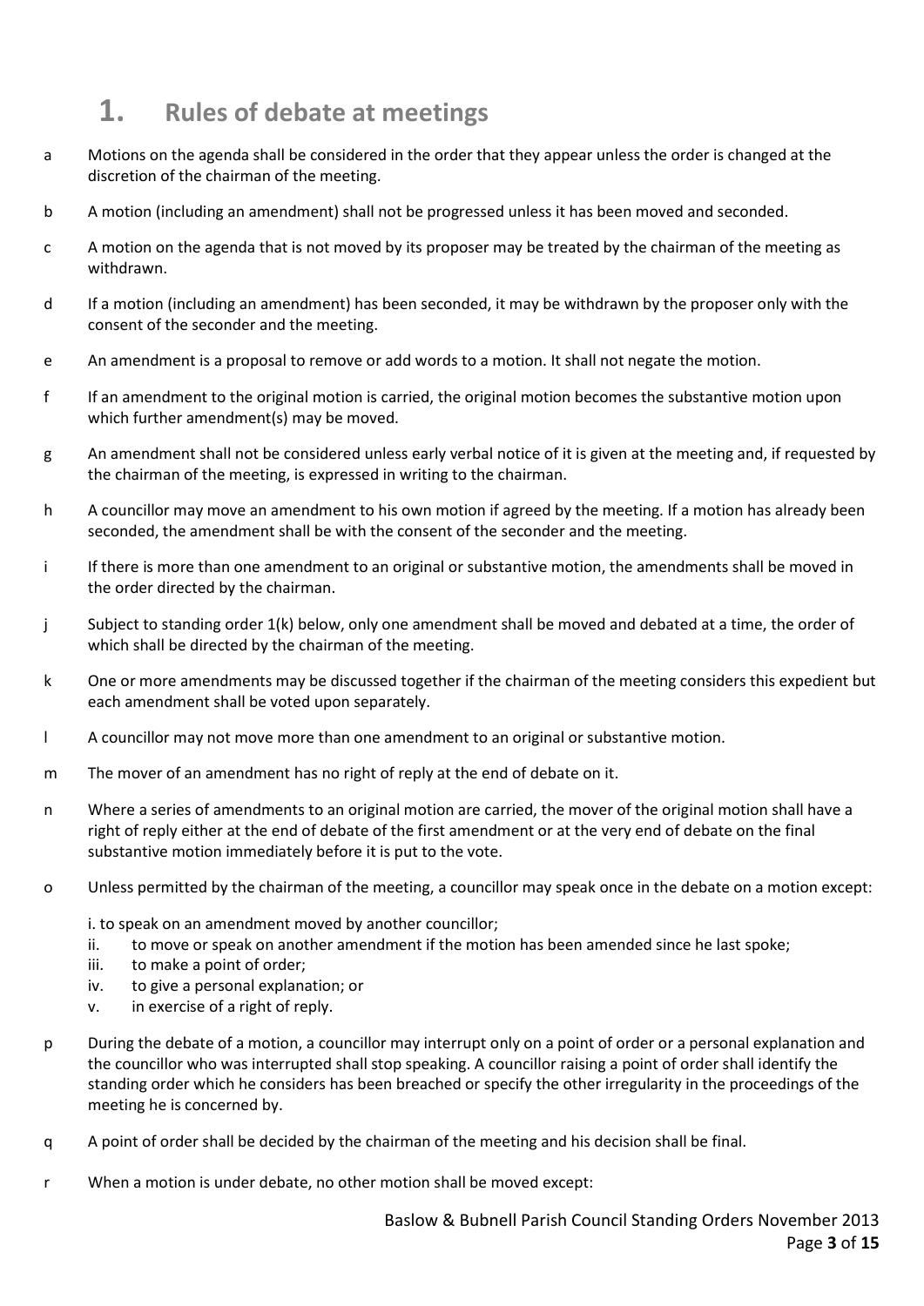# 1. Rules of debate at meetings

a Motions on the agenda shall be considered in the order that they appear unless the order is changed at the discretion of the chairman of the meeting.

b A motion (including an amendment) shall not be progressed unless it has been moved and seconded.

c A motion on the agenda that is not moved by its proposer may be treated by the chairman of the meeting as withdrawn.

d If a motion (including an amendment) has been seconded, it may be withdrawn by the proposer only with the consent of the seconder and the meeting.

e An amendment is a proposal to remove or add words to a motion. It shall not negate the motion.

f If an amendment to the original motion is carried, the original motion becomes the substantive motion upon which further amendment(s) may be moved.

g An amendment shall not be considered unless early verbal notice of it is given at the meeting and, if requested by the chairman of the meeting, is expressed in writing to the chairman.

h A councillor may move an amendment to his own motion if agreed by the meeting. If a motion has already been seconded, the amendment shall be with the consent of the seconder and the meeting.

i If there is more than one amendment to an original or substantive motion, the amendments shall be moved in the order directed by the chairman.

j Subject to standing order 1(k) below, only one amendment shall be moved and debated at a time, the order of which shall be directed by the chairman of the meeting.

k One or more amendments may be discussed together if the chairman of the meeting considers this expedient but each amendment shall be voted upon separately.

l A councillor may not move more than one amendment to an original or substantive motion.

m The mover of an amendment has no right of reply at the end of debate on it.

n Where a series of amendments to an original motion are carried, the mover of the original motion shall have a right of reply either at the end of debate of the first amendment or at the very end of debate on the final substantive motion immediately before it is put to the vote.

o Unless permitted by the chairman of the meeting, a councillor may speak once in the debate on a motion except:

i. to speak on an amendment moved by another councillor;
ii. to move or speak on another amendment if the motion has been amended since he last spoke;
iii. to make a point of order;
iv. to give a personal explanation; or
v. in exercise of a right of reply.

p During the debate of a motion, a councillor may interrupt only on a point of order or a personal explanation and the councillor who was interrupted shall stop speaking. A councillor raising a point of order shall identify the standing order which he considers has been breached or specify the other irregularity in the proceedings of the meeting he is concerned by.

q A point of order shall be decided by the chairman of the meeting and his decision shall be final.

r When a motion is under debate, no other motion shall be moved except: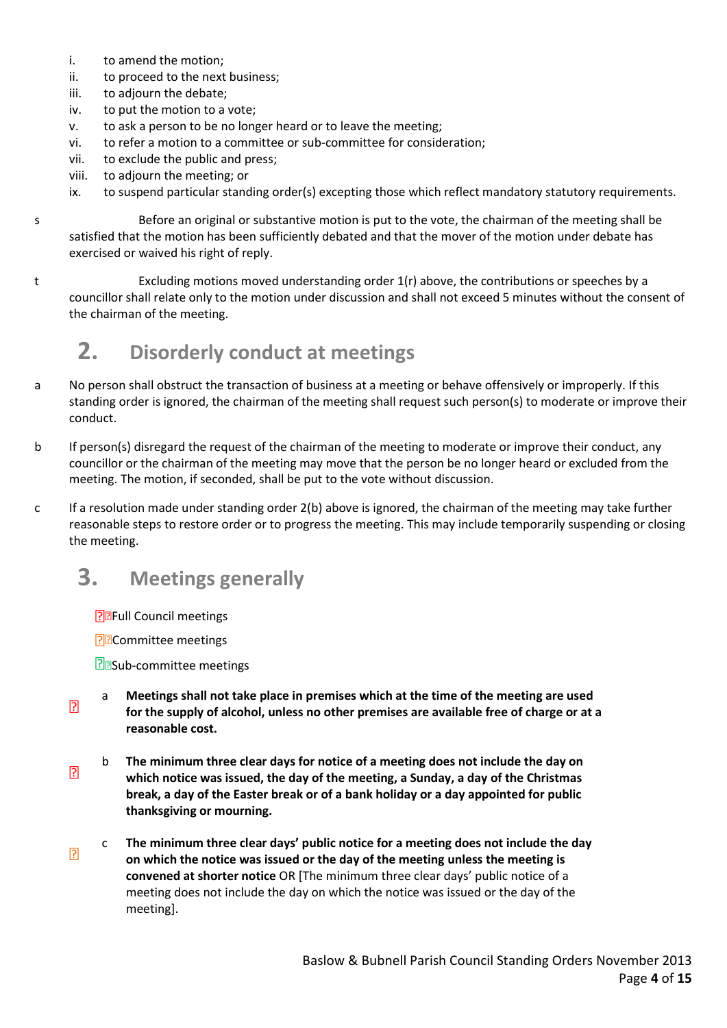i. to amend the motion;
ii. to proceed to the next business;
iii. to adjourn the debate;
iv. to put the motion to a vote;
v. to ask a person to be no longer heard or to leave the meeting;
vi. to refer a motion to a committee or sub-committee for consideration;
vii. to exclude the public and press;
viii. to adjourn the meeting; or
ix. to suspend particular standing order(s) excepting those which reflect mandatory statutory requirements.

s Before an original or substantive motion is put to the vote, the chairman of the meeting shall be satisfied that the motion has been sufficiently debated and that the mover of the motion under debate has exercised or waived his right of reply.

t Excluding motions moved understanding order 1(r) above, the contributions or speeches by a councillor shall relate only to the motion under discussion and shall not exceed 5 minutes without the consent of the chairman of the meeting.

## 2. Disorderly conduct at meetings

a No person shall obstruct the transaction of business at a meeting or behave offensively or improperly. If this standing order is ignored, the chairman of the meeting shall request such person(s) to moderate or improve their conduct.

b If person(s) disregard the request of the chairman of the meeting to moderate or improve their conduct, any councillor or the chairman of the meeting may move that the person be no longer heard or excluded from the meeting. The motion, if seconded, shall be put to the vote without discussion.

c If a resolution made under standing order 2(b) above is ignored, the chairman of the meeting may take further reasonable steps to restore order or to progress the meeting. This may include temporarily suspending or closing the meeting.

## 3. Meetings generally

Full Council meetings

Committee meetings

Sub-committee meetings

a **Meetings shall not take place in premises which at the time of the meeting are used for the supply of alcohol, unless no other premises are available free of charge or at a reasonable cost.**

b **The minimum three clear days for notice of a meeting does not include the day on which notice was issued, the day of the meeting, a Sunday, a day of the Christmas break, a day of the Easter break or of a bank holiday or a day appointed for public thanksgiving or mourning.**

c **The minimum three clear days' public notice for a meeting does not include the day on which the notice was issued or the day of the meeting unless the meeting is convened at shorter notice** OR [The minimum three clear days' public notice of a meeting does not include the day on which the notice was issued or the day of the meeting].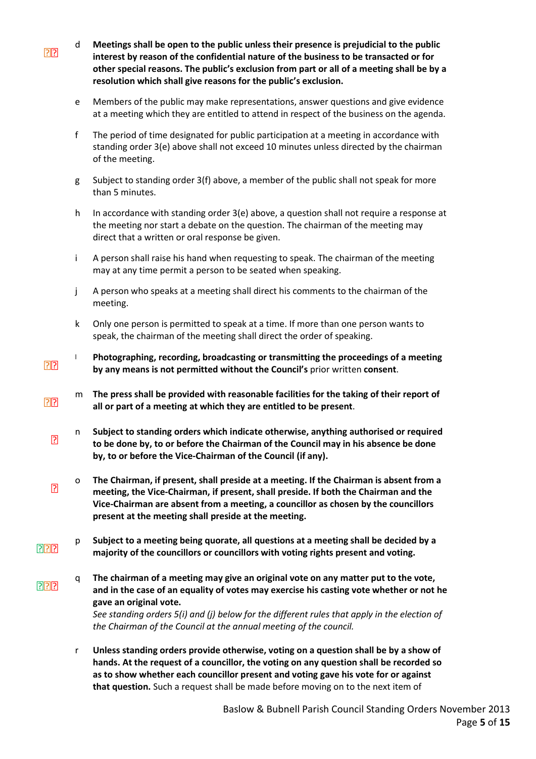d **Meetings shall be open to the public unless their presence is prejudicial to the public interest by reason of the confidential nature of the business to be transacted or for other special reasons. The public's exclusion from part or all of a meeting shall be by a resolution which shall give reasons for the public's exclusion.**

e Members of the public may make representations, answer questions and give evidence at a meeting which they are entitled to attend in respect of the business on the agenda.

f The period of time designated for public participation at a meeting in accordance with standing order 3(e) above shall not exceed 10 minutes unless directed by the chairman of the meeting.

g Subject to standing order 3(f) above, a member of the public shall not speak for more than 5 minutes.

h In accordance with standing order 3(e) above, a question shall not require a response at the meeting nor start a debate on the question. The chairman of the meeting may direct that a written or oral response be given.

i A person shall raise his hand when requesting to speak. The chairman of the meeting may at any time permit a person to be seated when speaking.

j A person who speaks at a meeting shall direct his comments to the chairman of the meeting.

k Only one person is permitted to speak at a time. If more than one person wants to speak, the chairman of the meeting shall direct the order of speaking.

l **Photographing, recording, broadcasting or transmitting the proceedings of a meeting by any means is not permitted without the Council's** prior written **consent**.

m **The press shall be provided with reasonable facilities for the taking of their report of all or part of a meeting at which they are entitled to be present**.

n **Subject to standing orders which indicate otherwise, anything authorised or required to be done by, to or before the Chairman of the Council may in his absence be done by, to or before the Vice-Chairman of the Council (if any).**

o **The Chairman, if present, shall preside at a meeting. If the Chairman is absent from a meeting, the Vice-Chairman, if present, shall preside. If both the Chairman and the Vice-Chairman are absent from a meeting, a councillor as chosen by the councillors present at the meeting shall preside at the meeting.**

p **Subject to a meeting being quorate, all questions at a meeting shall be decided by a majority of the councillors or councillors with voting rights present and voting.**

q **The chairman of a meeting may give an original vote on any matter put to the vote, and in the case of an equality of votes may exercise his casting vote whether or not he gave an original vote.**
*See standing orders 5(i) and (j) below for the different rules that apply in the election of the Chairman of the Council at the annual meeting of the council.*

r **Unless standing orders provide otherwise, voting on a question shall be by a show of hands. At the request of a councillor, the voting on any question shall be recorded so as to show whether each councillor present and voting gave his vote for or against that question.** Such a request shall be made before moving on to the next item of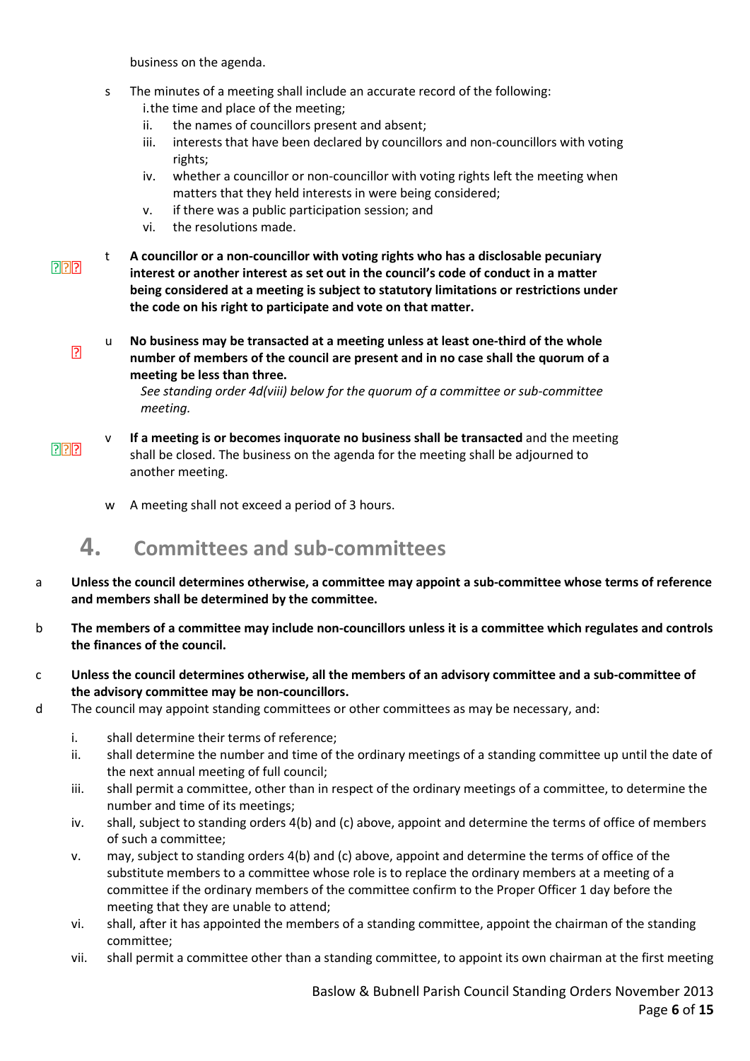business on the agenda.

s The minutes of a meeting shall include an accurate record of the following:

i. the time and place of the meeting;
ii. the names of councillors present and absent;
iii. interests that have been declared by councillors and non-councillors with voting rights;
iv. whether a councillor or non-councillor with voting rights left the meeting when matters that they held interests in were being considered;
v. if there was a public participation session; and
vi. the resolutions made.

t **A councillor or a non-councillor with voting rights who has a disclosable pecuniary interest or another interest as set out in the council's code of conduct in a matter being considered at a meeting is subject to statutory limitations or restrictions under the code on his right to participate and vote on that matter.**

u **No business may be transacted at a meeting unless at least one-third of the whole number of members of the council are present and in no case shall the quorum of a meeting be less than three.**

*See standing order 4d(viii) below for the quorum of a committee or sub-committee meeting.*

v **If a meeting is or becomes inquorate no business shall be transacted** and the meeting shall be closed. The business on the agenda for the meeting shall be adjourned to another meeting.

w A meeting shall not exceed a period of 3 hours.

## 4. Committees and sub-committees

a **Unless the council determines otherwise, a committee may appoint a sub-committee whose terms of reference and members shall be determined by the committee.**

b **The members of a committee may include non-councillors unless it is a committee which regulates and controls the finances of the council.**

c **Unless the council determines otherwise, all the members of an advisory committee and a sub-committee of the advisory committee may be non-councillors.**

d The council may appoint standing committees or other committees as may be necessary, and:

i. shall determine their terms of reference;
ii. shall determine the number and time of the ordinary meetings of a standing committee up until the date of the next annual meeting of full council;
iii. shall permit a committee, other than in respect of the ordinary meetings of a committee, to determine the number and time of its meetings;
iv. shall, subject to standing orders 4(b) and (c) above, appoint and determine the terms of office of members of such a committee;
v. may, subject to standing orders 4(b) and (c) above, appoint and determine the terms of office of the substitute members to a committee whose role is to replace the ordinary members at a meeting of a committee if the ordinary members of the committee confirm to the Proper Officer 1 day before the meeting that they are unable to attend;
vi. shall, after it has appointed the members of a standing committee, appoint the chairman of the standing committee;
vii. shall permit a committee other than a standing committee, to appoint its own chairman at the first meeting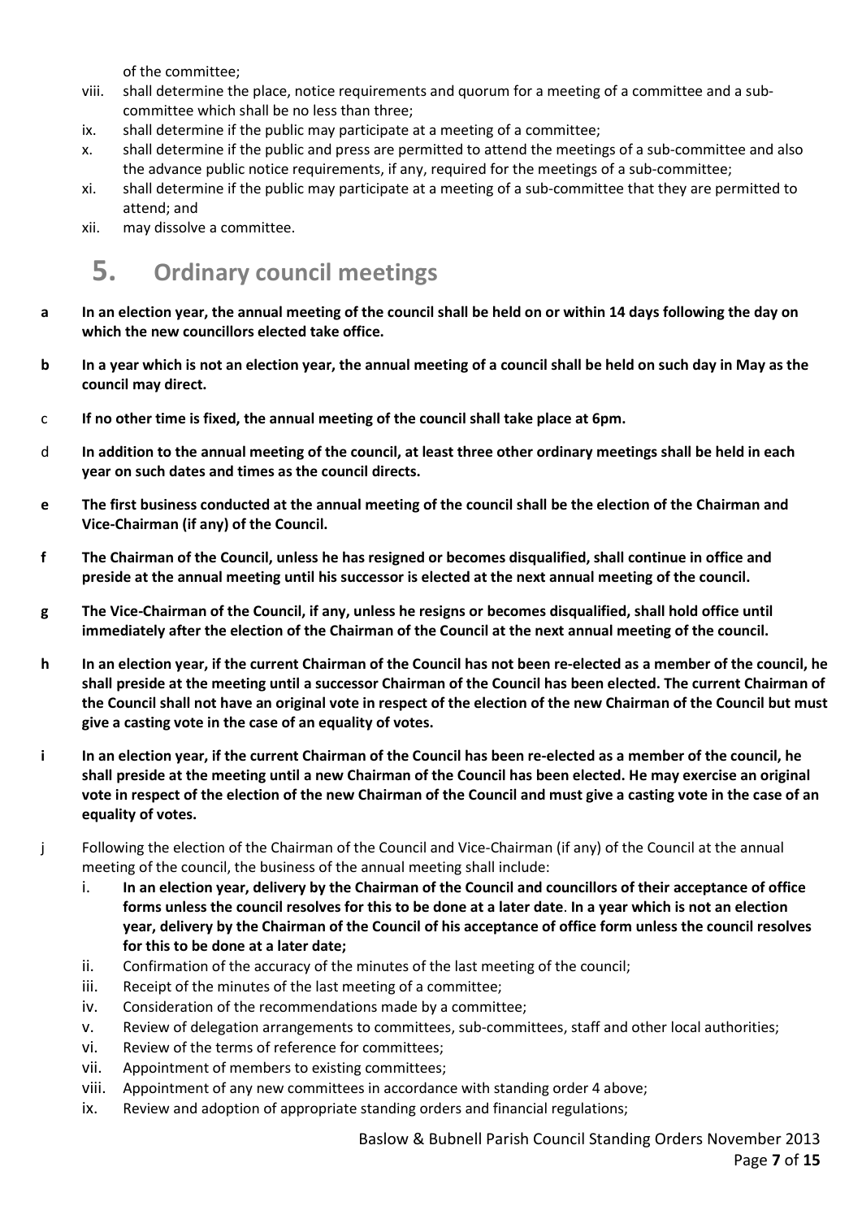of the committee;

viii. shall determine the place, notice requirements and quorum for a meeting of a committee and a sub-committee which shall be no less than three;
ix. shall determine if the public may participate at a meeting of a committee;
x. shall determine if the public and press are permitted to attend the meetings of a sub-committee and also the advance public notice requirements, if any, required for the meetings of a sub-committee;
xi. shall determine if the public may participate at a meeting of a sub-committee that they are permitted to attend; and
xii. may dissolve a committee.

# 5. Ordinary council meetings

**a** **In an election year, the annual meeting of the council shall be held on or within 14 days following the day on which the new councillors elected take office.**

**b** **In a year which is not an election year, the annual meeting of a council shall be held on such day in May as the council may direct.**

c **If no other time is fixed, the annual meeting of the council shall take place at 6pm.**

d **In addition to the annual meeting of the council, at least three other ordinary meetings shall be held in each year on such dates and times as the council directs.**

**e** **The first business conducted at the annual meeting of the council shall be the election of the Chairman and Vice-Chairman (if any) of the Council.**

**f** **The Chairman of the Council, unless he has resigned or becomes disqualified, shall continue in office and preside at the annual meeting until his successor is elected at the next annual meeting of the council.**

**g** **The Vice-Chairman of the Council, if any, unless he resigns or becomes disqualified, shall hold office until immediately after the election of the Chairman of the Council at the next annual meeting of the council.**

**h** **In an election year, if the current Chairman of the Council has not been re-elected as a member of the council, he shall preside at the meeting until a successor Chairman of the Council has been elected. The current Chairman of the Council shall not have an original vote in respect of the election of the new Chairman of the Council but must give a casting vote in the case of an equality of votes.**

**i** **In an election year, if the current Chairman of the Council has been re-elected as a member of the council, he shall preside at the meeting until a new Chairman of the Council has been elected. He may exercise an original vote in respect of the election of the new Chairman of the Council and must give a casting vote in the case of an equality of votes.**

j Following the election of the Chairman of the Council and Vice-Chairman (if any) of the Council at the annual meeting of the council, the business of the annual meeting shall include:

i. **In an election year, delivery by the Chairman of the Council and councillors of their acceptance of office forms unless the council resolves for this to be done at a later date**. **In a year which is not an election year, delivery by the Chairman of the Council of his acceptance of office form unless the council resolves for this to be done at a later date;**
ii. Confirmation of the accuracy of the minutes of the last meeting of the council;
iii. Receipt of the minutes of the last meeting of a committee;
iv. Consideration of the recommendations made by a committee;
v. Review of delegation arrangements to committees, sub-committees, staff and other local authorities;
vi. Review of the terms of reference for committees;
vii. Appointment of members to existing committees;
viii. Appointment of any new committees in accordance with standing order 4 above;
ix. Review and adoption of appropriate standing orders and financial regulations;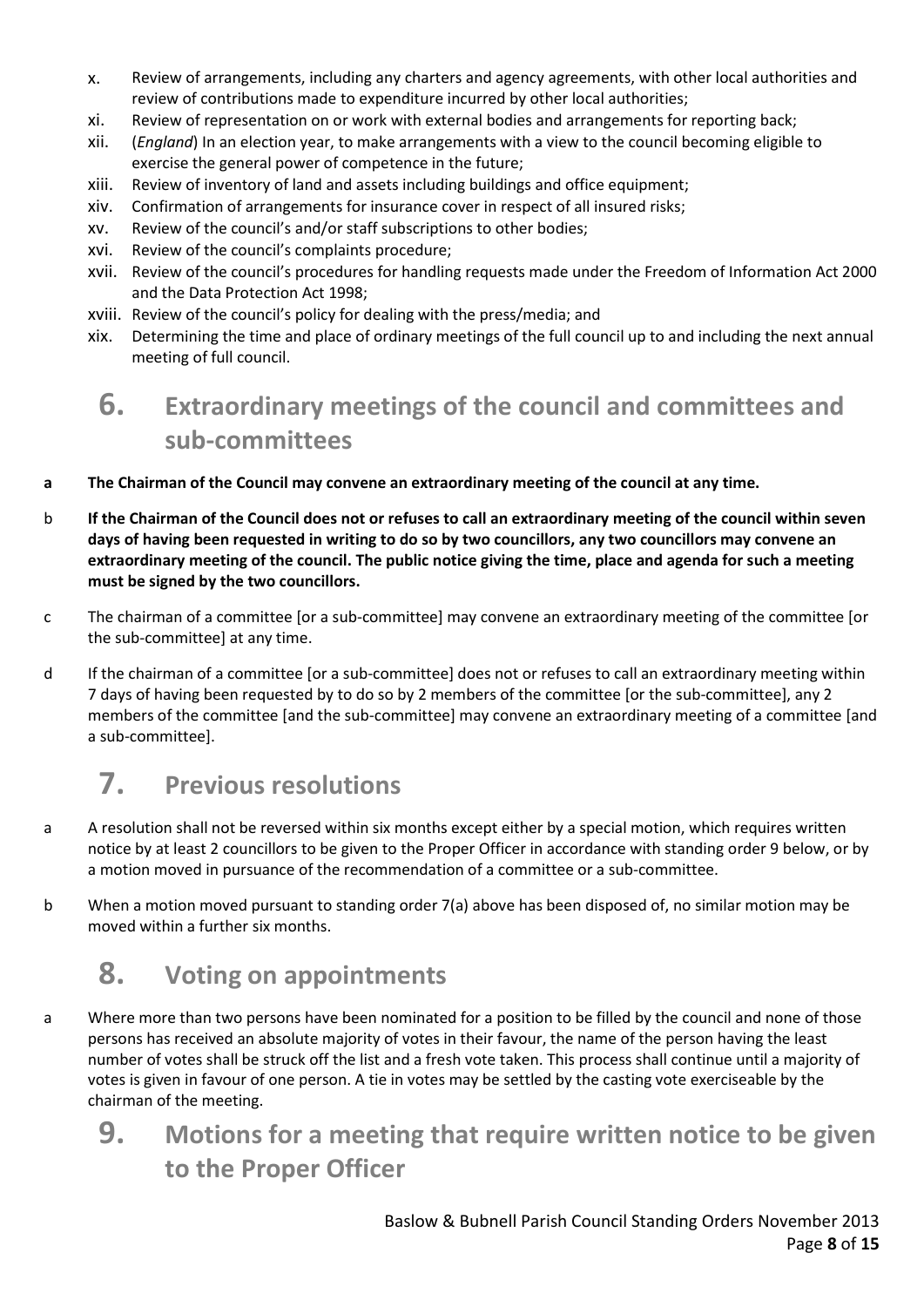x. Review of arrangements, including any charters and agency agreements, with other local authorities and review of contributions made to expenditure incurred by other local authorities;
xi. Review of representation on or work with external bodies and arrangements for reporting back;
xii. (*England*) In an election year, to make arrangements with a view to the council becoming eligible to exercise the general power of competence in the future;
xiii. Review of inventory of land and assets including buildings and office equipment;
xiv. Confirmation of arrangements for insurance cover in respect of all insured risks;
xv. Review of the council's and/or staff subscriptions to other bodies;
xvi. Review of the council's complaints procedure;
xvii. Review of the council's procedures for handling requests made under the Freedom of Information Act 2000 and the Data Protection Act 1998;
xviii. Review of the council's policy for dealing with the press/media; and
xix. Determining the time and place of ordinary meetings of the full council up to and including the next annual meeting of full council.

# 6. Extraordinary meetings of the council and committees and sub-committees

**a The Chairman of the Council may convene an extraordinary meeting of the council at any time.**

b **If the Chairman of the Council does not or refuses to call an extraordinary meeting of the council within seven days of having been requested in writing to do so by two councillors, any two councillors may convene an extraordinary meeting of the council. The public notice giving the time, place and agenda for such a meeting must be signed by the two councillors.**

c The chairman of a committee [or a sub-committee] may convene an extraordinary meeting of the committee [or the sub-committee] at any time.

d If the chairman of a committee [or a sub-committee] does not or refuses to call an extraordinary meeting within 7 days of having been requested by to do so by 2 members of the committee [or the sub-committee], any 2 members of the committee [and the sub-committee] may convene an extraordinary meeting of a committee [and a sub-committee].

# 7. Previous resolutions

a A resolution shall not be reversed within six months except either by a special motion, which requires written notice by at least 2 councillors to be given to the Proper Officer in accordance with standing order 9 below, or by a motion moved in pursuance of the recommendation of a committee or a sub-committee.

b When a motion moved pursuant to standing order 7(a) above has been disposed of, no similar motion may be moved within a further six months.

# 8. Voting on appointments

a Where more than two persons have been nominated for a position to be filled by the council and none of those persons has received an absolute majority of votes in their favour, the name of the person having the least number of votes shall be struck off the list and a fresh vote taken. This process shall continue until a majority of votes is given in favour of one person. A tie in votes may be settled by the casting vote exerciseable by the chairman of the meeting.

# 9. Motions for a meeting that require written notice to be given to the Proper Officer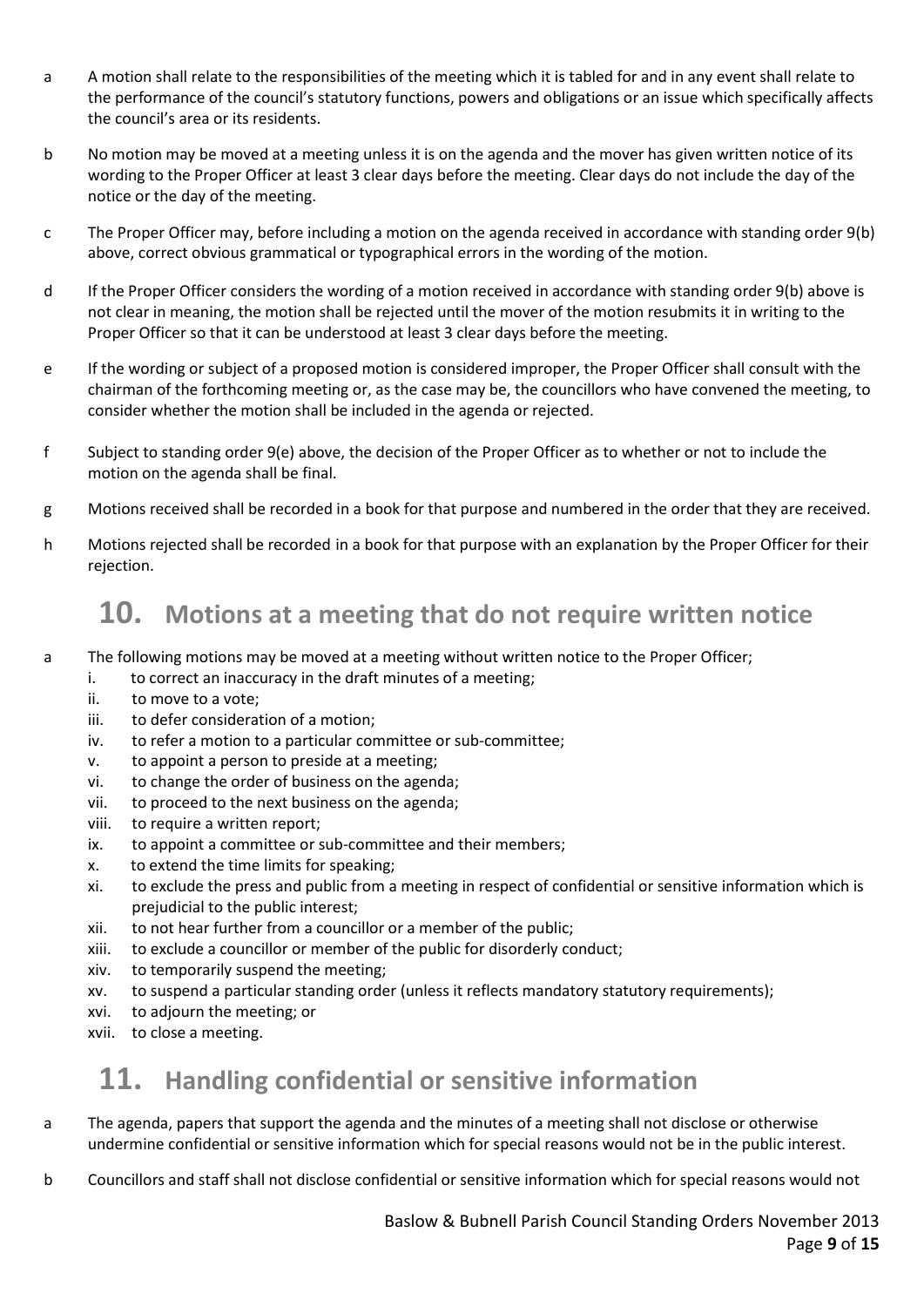a A motion shall relate to the responsibilities of the meeting which it is tabled for and in any event shall relate to the performance of the council's statutory functions, powers and obligations or an issue which specifically affects the council's area or its residents.

b No motion may be moved at a meeting unless it is on the agenda and the mover has given written notice of its wording to the Proper Officer at least 3 clear days before the meeting. Clear days do not include the day of the notice or the day of the meeting.

c The Proper Officer may, before including a motion on the agenda received in accordance with standing order 9(b) above, correct obvious grammatical or typographical errors in the wording of the motion.

d If the Proper Officer considers the wording of a motion received in accordance with standing order 9(b) above is not clear in meaning, the motion shall be rejected until the mover of the motion resubmits it in writing to the Proper Officer so that it can be understood at least 3 clear days before the meeting.

e If the wording or subject of a proposed motion is considered improper, the Proper Officer shall consult with the chairman of the forthcoming meeting or, as the case may be, the councillors who have convened the meeting, to consider whether the motion shall be included in the agenda or rejected.

f Subject to standing order 9(e) above, the decision of the Proper Officer as to whether or not to include the motion on the agenda shall be final.

g Motions received shall be recorded in a book for that purpose and numbered in the order that they are received.

h Motions rejected shall be recorded in a book for that purpose with an explanation by the Proper Officer for their rejection.

## 10. Motions at a meeting that do not require written notice

a The following motions may be moved at a meeting without written notice to the Proper Officer;

i. to correct an inaccuracy in the draft minutes of a meeting;
ii. to move to a vote;
iii. to defer consideration of a motion;
iv. to refer a motion to a particular committee or sub-committee;
v. to appoint a person to preside at a meeting;
vi. to change the order of business on the agenda;
vii. to proceed to the next business on the agenda;
viii. to require a written report;
ix. to appoint a committee or sub-committee and their members;
x. to extend the time limits for speaking;
xi. to exclude the press and public from a meeting in respect of confidential or sensitive information which is prejudicial to the public interest;
xii. to not hear further from a councillor or a member of the public;
xiii. to exclude a councillor or member of the public for disorderly conduct;
xiv. to temporarily suspend the meeting;
xv. to suspend a particular standing order (unless it reflects mandatory statutory requirements);
xvi. to adjourn the meeting; or
xvii. to close a meeting.

## 11. Handling confidential or sensitive information

a The agenda, papers that support the agenda and the minutes of a meeting shall not disclose or otherwise undermine confidential or sensitive information which for special reasons would not be in the public interest.

b Councillors and staff shall not disclose confidential or sensitive information which for special reasons would not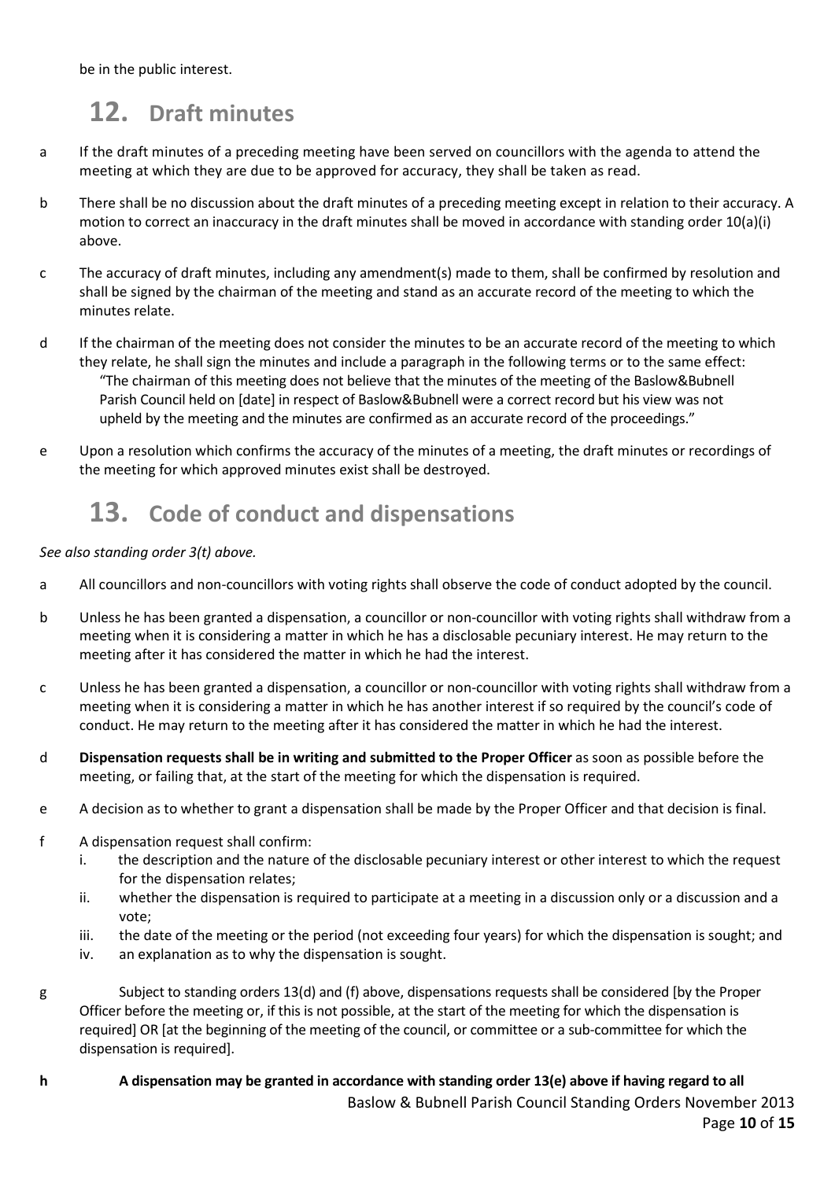be in the public interest.

# 12. Draft minutes

a If the draft minutes of a preceding meeting have been served on councillors with the agenda to attend the meeting at which they are due to be approved for accuracy, they shall be taken as read.

b There shall be no discussion about the draft minutes of a preceding meeting except in relation to their accuracy. A motion to correct an inaccuracy in the draft minutes shall be moved in accordance with standing order 10(a)(i) above.

c The accuracy of draft minutes, including any amendment(s) made to them, shall be confirmed by resolution and shall be signed by the chairman of the meeting and stand as an accurate record of the meeting to which the minutes relate.

d If the chairman of the meeting does not consider the minutes to be an accurate record of the meeting to which they relate, he shall sign the minutes and include a paragraph in the following terms or to the same effect:
"The chairman of this meeting does not believe that the minutes of the meeting of the Baslow&Bubnell Parish Council held on [date] in respect of Baslow&Bubnell were a correct record but his view was not upheld by the meeting and the minutes are confirmed as an accurate record of the proceedings."

e Upon a resolution which confirms the accuracy of the minutes of a meeting, the draft minutes or recordings of the meeting for which approved minutes exist shall be destroyed.

# 13. Code of conduct and dispensations

*See also standing order 3(t) above.*

a All councillors and non-councillors with voting rights shall observe the code of conduct adopted by the council.

b Unless he has been granted a dispensation, a councillor or non-councillor with voting rights shall withdraw from a meeting when it is considering a matter in which he has a disclosable pecuniary interest. He may return to the meeting after it has considered the matter in which he had the interest.

c Unless he has been granted a dispensation, a councillor or non-councillor with voting rights shall withdraw from a meeting when it is considering a matter in which he has another interest if so required by the council's code of conduct. He may return to the meeting after it has considered the matter in which he had the interest.

d **Dispensation requests shall be in writing and submitted to the Proper Officer** as soon as possible before the meeting, or failing that, at the start of the meeting for which the dispensation is required.

e A decision as to whether to grant a dispensation shall be made by the Proper Officer and that decision is final.

f A dispensation request shall confirm:
   i. the description and the nature of the disclosable pecuniary interest or other interest to which the request for the dispensation relates;
   ii. whether the dispensation is required to participate at a meeting in a discussion only or a discussion and a vote;
   iii. the date of the meeting or the period (not exceeding four years) for which the dispensation is sought; and
   iv. an explanation as to why the dispensation is sought.

g Subject to standing orders 13(d) and (f) above, dispensations requests shall be considered [by the Proper Officer before the meeting or, if this is not possible, at the start of the meeting for which the dispensation is required] OR [at the beginning of the meeting of the council, or committee or a sub-committee for which the dispensation is required].

**h A dispensation may be granted in accordance with standing order 13(e) above if having regard to all**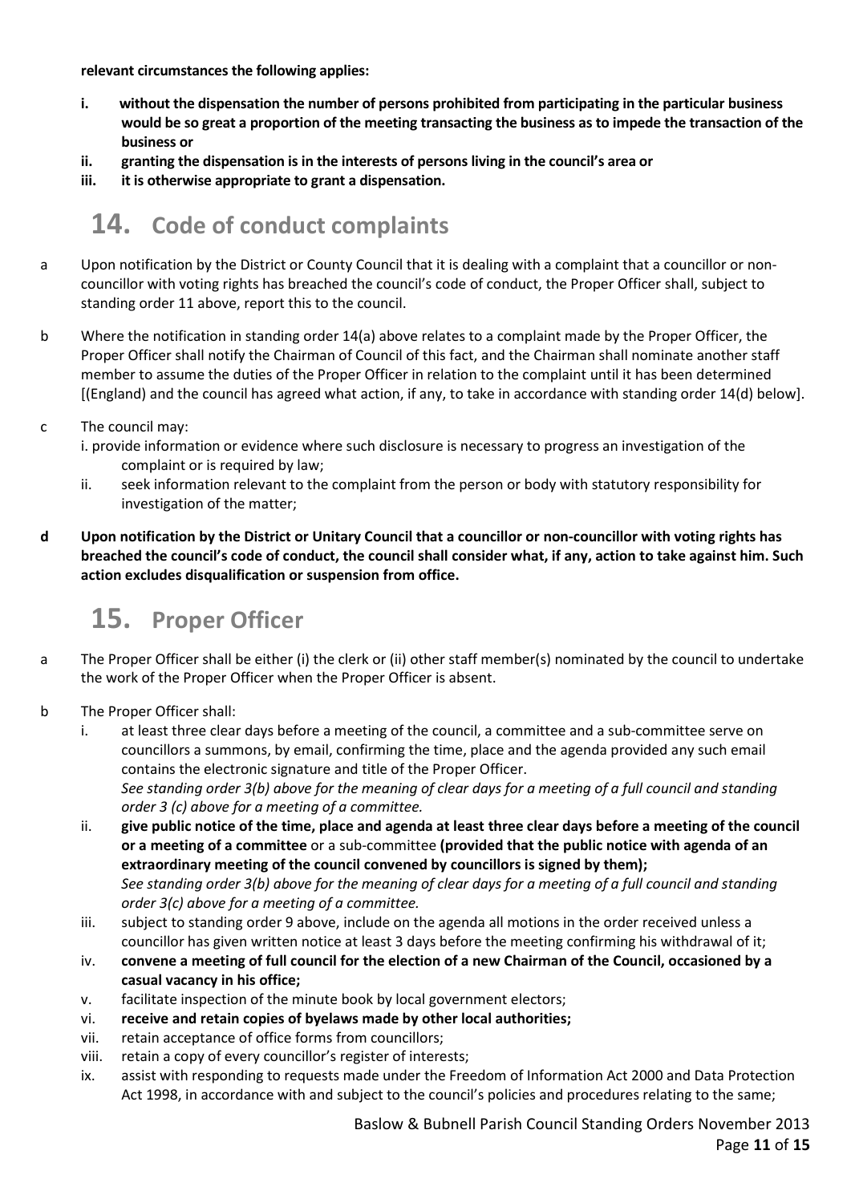**relevant circumstances the following applies:**

i. **without the dispensation the number of persons prohibited from participating in the particular business would be so great a proportion of the meeting transacting the business as to impede the transaction of the business or**
ii. **granting the dispensation is in the interests of persons living in the council's area or**
iii. **it is otherwise appropriate to grant a dispensation.**

## 14. Code of conduct complaints

a Upon notification by the District or County Council that it is dealing with a complaint that a councillor or non-councillor with voting rights has breached the council's code of conduct, the Proper Officer shall, subject to standing order 11 above, report this to the council.

b Where the notification in standing order 14(a) above relates to a complaint made by the Proper Officer, the Proper Officer shall notify the Chairman of Council of this fact, and the Chairman shall nominate another staff member to assume the duties of the Proper Officer in relation to the complaint until it has been determined [(England) and the council has agreed what action, if any, to take in accordance with standing order 14(d) below].

c The council may:
  i. provide information or evidence where such disclosure is necessary to progress an investigation of the complaint or is required by law;
  ii. seek information relevant to the complaint from the person or body with statutory responsibility for investigation of the matter;

**d Upon notification by the District or Unitary Council that a councillor or non-councillor with voting rights has breached the council's code of conduct, the council shall consider what, if any, action to take against him. Such action excludes disqualification or suspension from office.**

## 15. Proper Officer

a The Proper Officer shall be either (i) the clerk or (ii) other staff member(s) nominated by the council to undertake the work of the Proper Officer when the Proper Officer is absent.

b The Proper Officer shall:
  i. at least three clear days before a meeting of the council, a committee and a sub-committee serve on councillors a summons, by email, confirming the time, place and the agenda provided any such email contains the electronic signature and title of the Proper Officer.
  *See standing order 3(b) above for the meaning of clear days for a meeting of a full council and standing order 3 (c) above for a meeting of a committee.*
  ii. **give public notice of the time, place and agenda at least three clear days before a meeting of the council or a meeting of a committee** or a sub-committee **(provided that the public notice with agenda of an extraordinary meeting of the council convened by councillors is signed by them);**
  *See standing order 3(b) above for the meaning of clear days for a meeting of a full council and standing order 3(c) above for a meeting of a committee.*
  iii. subject to standing order 9 above, include on the agenda all motions in the order received unless a councillor has given written notice at least 3 days before the meeting confirming his withdrawal of it;
  iv. **convene a meeting of full council for the election of a new Chairman of the Council, occasioned by a casual vacancy in his office;**
  v. facilitate inspection of the minute book by local government electors;
  vi. **receive and retain copies of byelaws made by other local authorities;**
  vii. retain acceptance of office forms from councillors;
  viii. retain a copy of every councillor's register of interests;
  ix. assist with responding to requests made under the Freedom of Information Act 2000 and Data Protection Act 1998, in accordance with and subject to the council's policies and procedures relating to the same;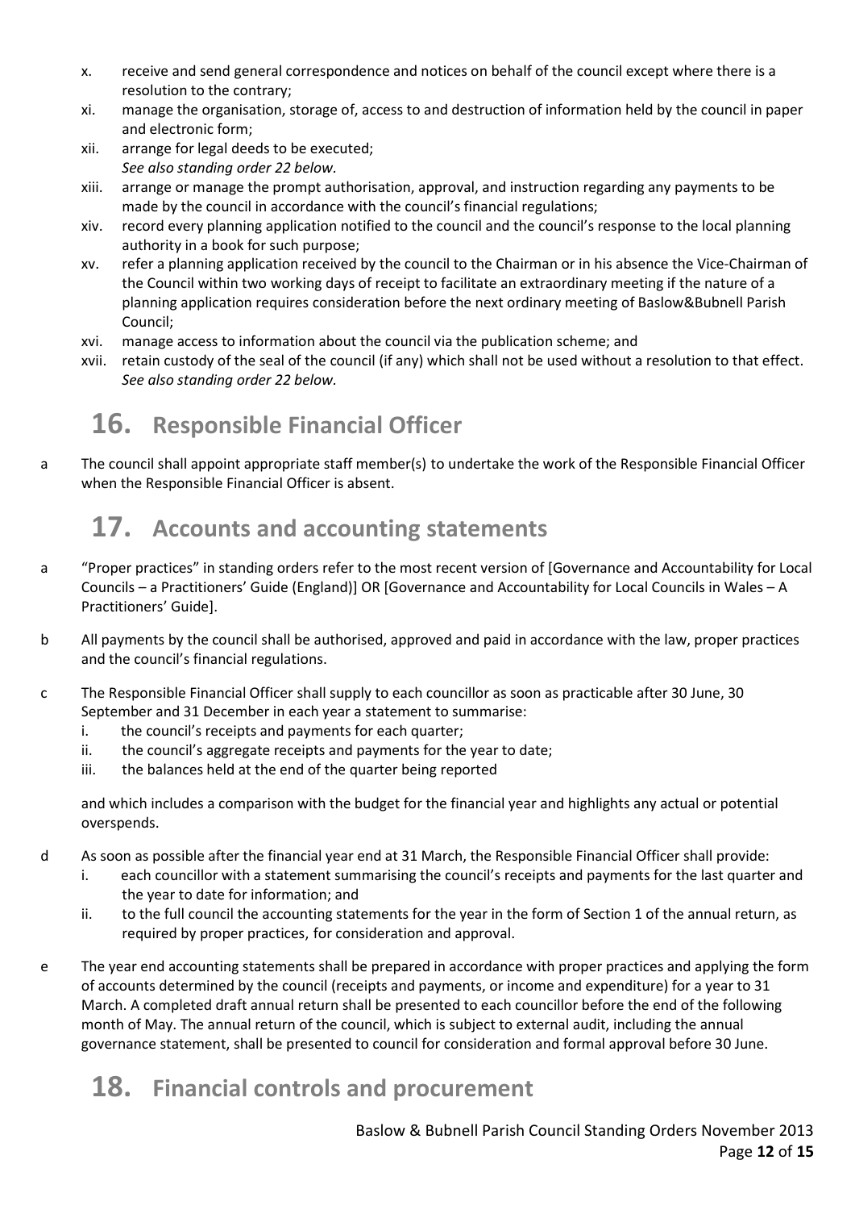x. receive and send general correspondence and notices on behalf of the council except where there is a resolution to the contrary;

xi. manage the organisation, storage of, access to and destruction of information held by the council in paper and electronic form;

xii. arrange for legal deeds to be executed;
*See also standing order 22 below.*

xiii. arrange or manage the prompt authorisation, approval, and instruction regarding any payments to be made by the council in accordance with the council's financial regulations;

xiv. record every planning application notified to the council and the council's response to the local planning authority in a book for such purpose;

xv. refer a planning application received by the council to the Chairman or in his absence the Vice-Chairman of the Council within two working days of receipt to facilitate an extraordinary meeting if the nature of a planning application requires consideration before the next ordinary meeting of Baslow&Bubnell Parish Council;

xvi. manage access to information about the council via the publication scheme; and

xvii. retain custody of the seal of the council (if any) which shall not be used without a resolution to that effect.
*See also standing order 22 below.*

## 16. Responsible Financial Officer

a The council shall appoint appropriate staff member(s) to undertake the work of the Responsible Financial Officer when the Responsible Financial Officer is absent.

## 17. Accounts and accounting statements

a "Proper practices" in standing orders refer to the most recent version of [Governance and Accountability for Local Councils – a Practitioners' Guide (England)] OR [Governance and Accountability for Local Councils in Wales – A Practitioners' Guide].

b All payments by the council shall be authorised, approved and paid in accordance with the law, proper practices and the council's financial regulations.

c The Responsible Financial Officer shall supply to each councillor as soon as practicable after 30 June, 30 September and 31 December in each year a statement to summarise:

i. the council's receipts and payments for each quarter;
ii. the council's aggregate receipts and payments for the year to date;
iii. the balances held at the end of the quarter being reported

and which includes a comparison with the budget for the financial year and highlights any actual or potential overspends.

d As soon as possible after the financial year end at 31 March, the Responsible Financial Officer shall provide:

i. each councillor with a statement summarising the council's receipts and payments for the last quarter and the year to date for information; and
ii. to the full council the accounting statements for the year in the form of Section 1 of the annual return, as required by proper practices, for consideration and approval.

e The year end accounting statements shall be prepared in accordance with proper practices and applying the form of accounts determined by the council (receipts and payments, or income and expenditure) for a year to 31 March. A completed draft annual return shall be presented to each councillor before the end of the following month of May. The annual return of the council, which is subject to external audit, including the annual governance statement, shall be presented to council for consideration and formal approval before 30 June.

## 18. Financial controls and procurement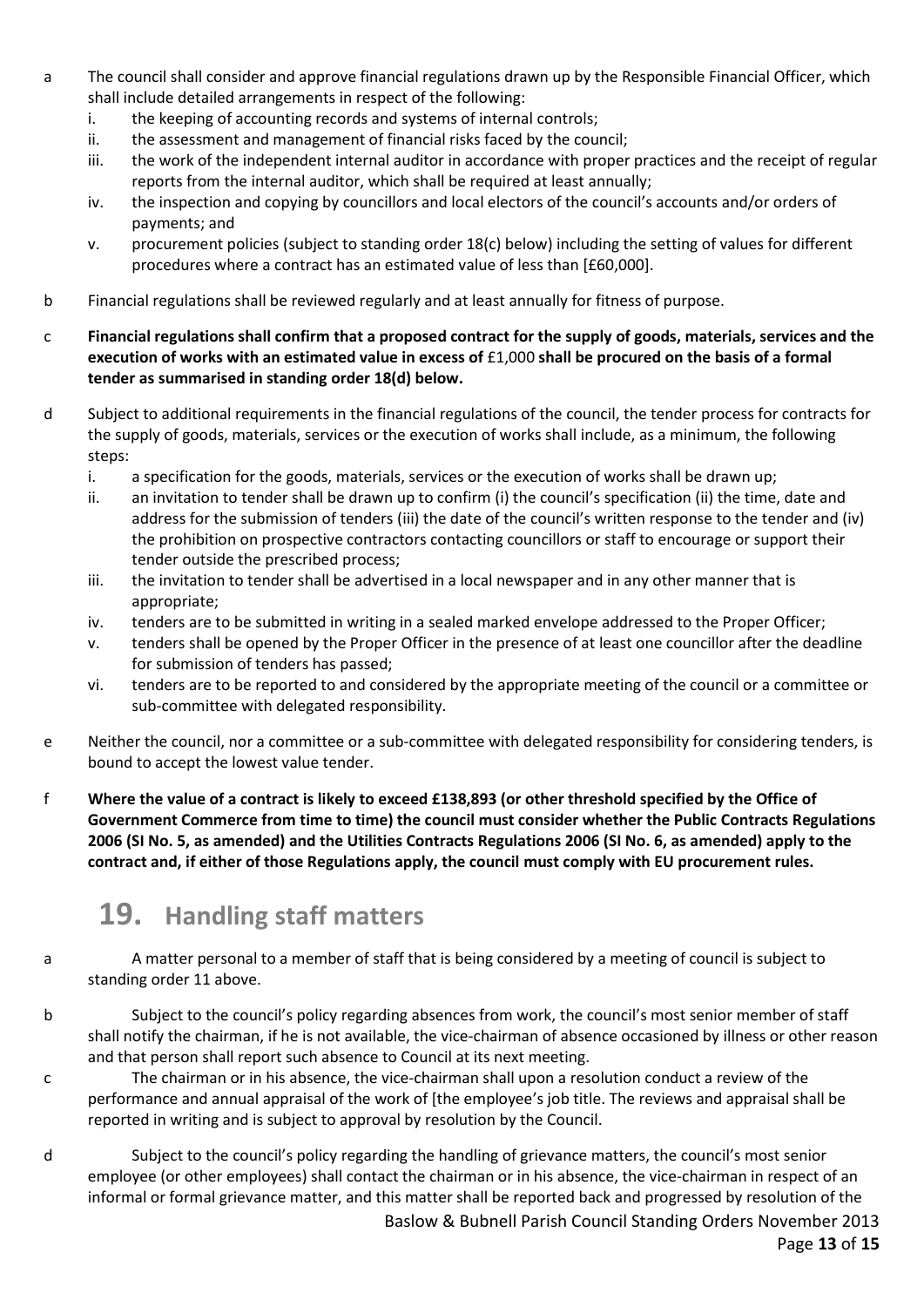a The council shall consider and approve financial regulations drawn up by the Responsible Financial Officer, which shall include detailed arrangements in respect of the following:
   i. the keeping of accounting records and systems of internal controls;
   ii. the assessment and management of financial risks faced by the council;
   iii. the work of the independent internal auditor in accordance with proper practices and the receipt of regular reports from the internal auditor, which shall be required at least annually;
   iv. the inspection and copying by councillors and local electors of the council's accounts and/or orders of payments; and
   v. procurement policies (subject to standing order 18(c) below) including the setting of values for different procedures where a contract has an estimated value of less than [£60,000].

b Financial regulations shall be reviewed regularly and at least annually for fitness of purpose.

c **Financial regulations shall confirm that a proposed contract for the supply of goods, materials, services and the execution of works with an estimated value in excess of** £1,000 **shall be procured on the basis of a formal tender as summarised in standing order 18(d) below.**

d Subject to additional requirements in the financial regulations of the council, the tender process for contracts for the supply of goods, materials, services or the execution of works shall include, as a minimum, the following steps:
   i. a specification for the goods, materials, services or the execution of works shall be drawn up;
   ii. an invitation to tender shall be drawn up to confirm (i) the council's specification (ii) the time, date and address for the submission of tenders (iii) the date of the council's written response to the tender and (iv) the prohibition on prospective contractors contacting councillors or staff to encourage or support their tender outside the prescribed process;
   iii. the invitation to tender shall be advertised in a local newspaper and in any other manner that is appropriate;
   iv. tenders are to be submitted in writing in a sealed marked envelope addressed to the Proper Officer;
   v. tenders shall be opened by the Proper Officer in the presence of at least one councillor after the deadline for submission of tenders has passed;
   vi. tenders are to be reported to and considered by the appropriate meeting of the council or a committee or sub-committee with delegated responsibility.

e Neither the council, nor a committee or a sub-committee with delegated responsibility for considering tenders, is bound to accept the lowest value tender.

f **Where the value of a contract is likely to exceed £138,893 (or other threshold specified by the Office of Government Commerce from time to time) the council must consider whether the Public Contracts Regulations 2006 (SI No. 5, as amended) and the Utilities Contracts Regulations 2006 (SI No. 6, as amended) apply to the contract and, if either of those Regulations apply, the council must comply with EU procurement rules.**

## 19. Handling staff matters

a A matter personal to a member of staff that is being considered by a meeting of council is subject to standing order 11 above.

b Subject to the council's policy regarding absences from work, the council's most senior member of staff shall notify the chairman, if he is not available, the vice-chairman of absence occasioned by illness or other reason and that person shall report such absence to Council at its next meeting.

c The chairman or in his absence, the vice-chairman shall upon a resolution conduct a review of the performance and annual appraisal of the work of [the employee's job title. The reviews and appraisal shall be reported in writing and is subject to approval by resolution by the Council.

d Subject to the council's policy regarding the handling of grievance matters, the council's most senior employee (or other employees) shall contact the chairman or in his absence, the vice-chairman in respect of an informal or formal grievance matter, and this matter shall be reported back and progressed by resolution of the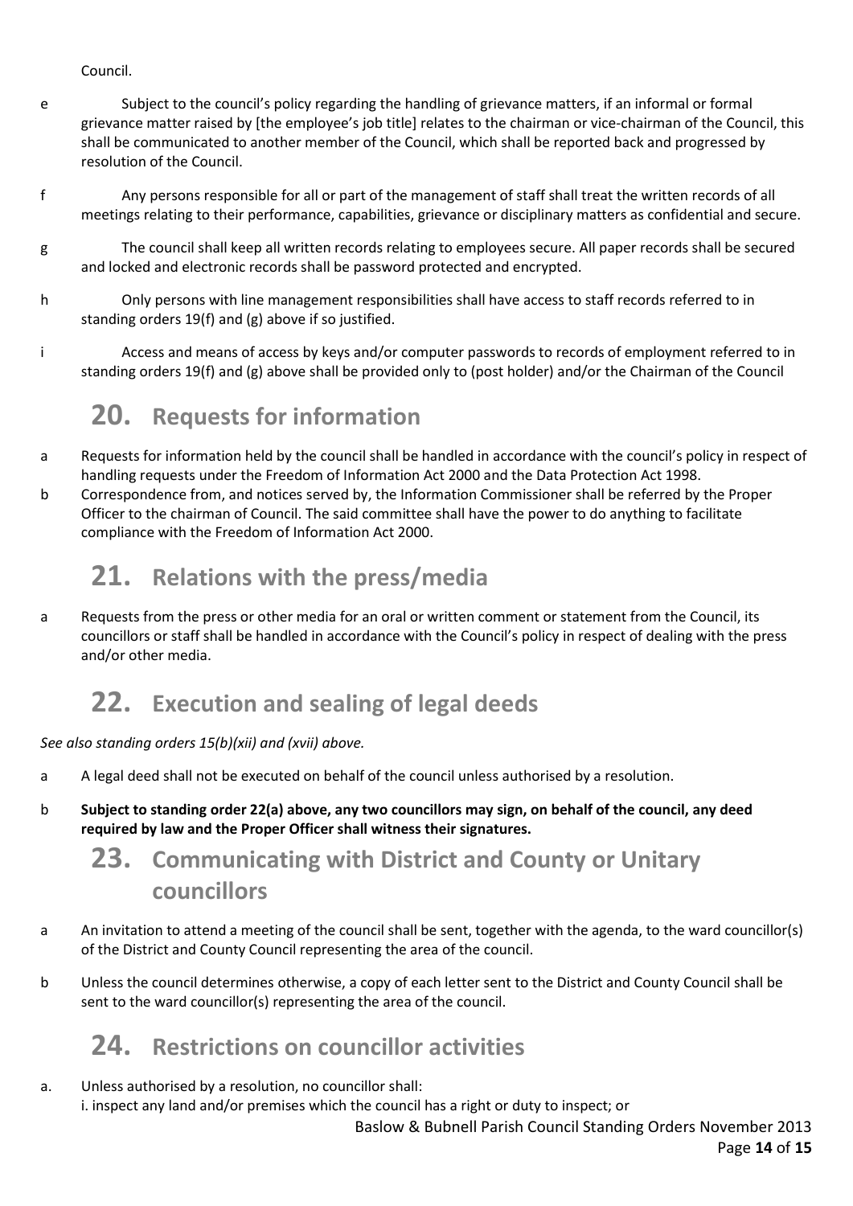Council.

e Subject to the council's policy regarding the handling of grievance matters, if an informal or formal grievance matter raised by [the employee's job title] relates to the chairman or vice-chairman of the Council, this shall be communicated to another member of the Council, which shall be reported back and progressed by resolution of the Council.

f Any persons responsible for all or part of the management of staff shall treat the written records of all meetings relating to their performance, capabilities, grievance or disciplinary matters as confidential and secure.

g The council shall keep all written records relating to employees secure. All paper records shall be secured and locked and electronic records shall be password protected and encrypted.

h Only persons with line management responsibilities shall have access to staff records referred to in standing orders 19(f) and (g) above if so justified.

i Access and means of access by keys and/or computer passwords to records of employment referred to in standing orders 19(f) and (g) above shall be provided only to (post holder) and/or the Chairman of the Council

## 20. Requests for information

a Requests for information held by the council shall be handled in accordance with the council's policy in respect of handling requests under the Freedom of Information Act 2000 and the Data Protection Act 1998.

b Correspondence from, and notices served by, the Information Commissioner shall be referred by the Proper Officer to the chairman of Council. The said committee shall have the power to do anything to facilitate compliance with the Freedom of Information Act 2000.

## 21. Relations with the press/media

a Requests from the press or other media for an oral or written comment or statement from the Council, its councillors or staff shall be handled in accordance with the Council's policy in respect of dealing with the press and/or other media.

## 22. Execution and sealing of legal deeds

*See also standing orders 15(b)(xii) and (xvii) above.*

a A legal deed shall not be executed on behalf of the council unless authorised by a resolution.

b **Subject to standing order 22(a) above, any two councillors may sign, on behalf of the council, any deed required by law and the Proper Officer shall witness their signatures.**

## 23. Communicating with District and County or Unitary councillors

a An invitation to attend a meeting of the council shall be sent, together with the agenda, to the ward councillor(s) of the District and County Council representing the area of the council.

b Unless the council determines otherwise, a copy of each letter sent to the District and County Council shall be sent to the ward councillor(s) representing the area of the council.

## 24. Restrictions on councillor activities

a. Unless authorised by a resolution, no councillor shall:
i. inspect any land and/or premises which the council has a right or duty to inspect; or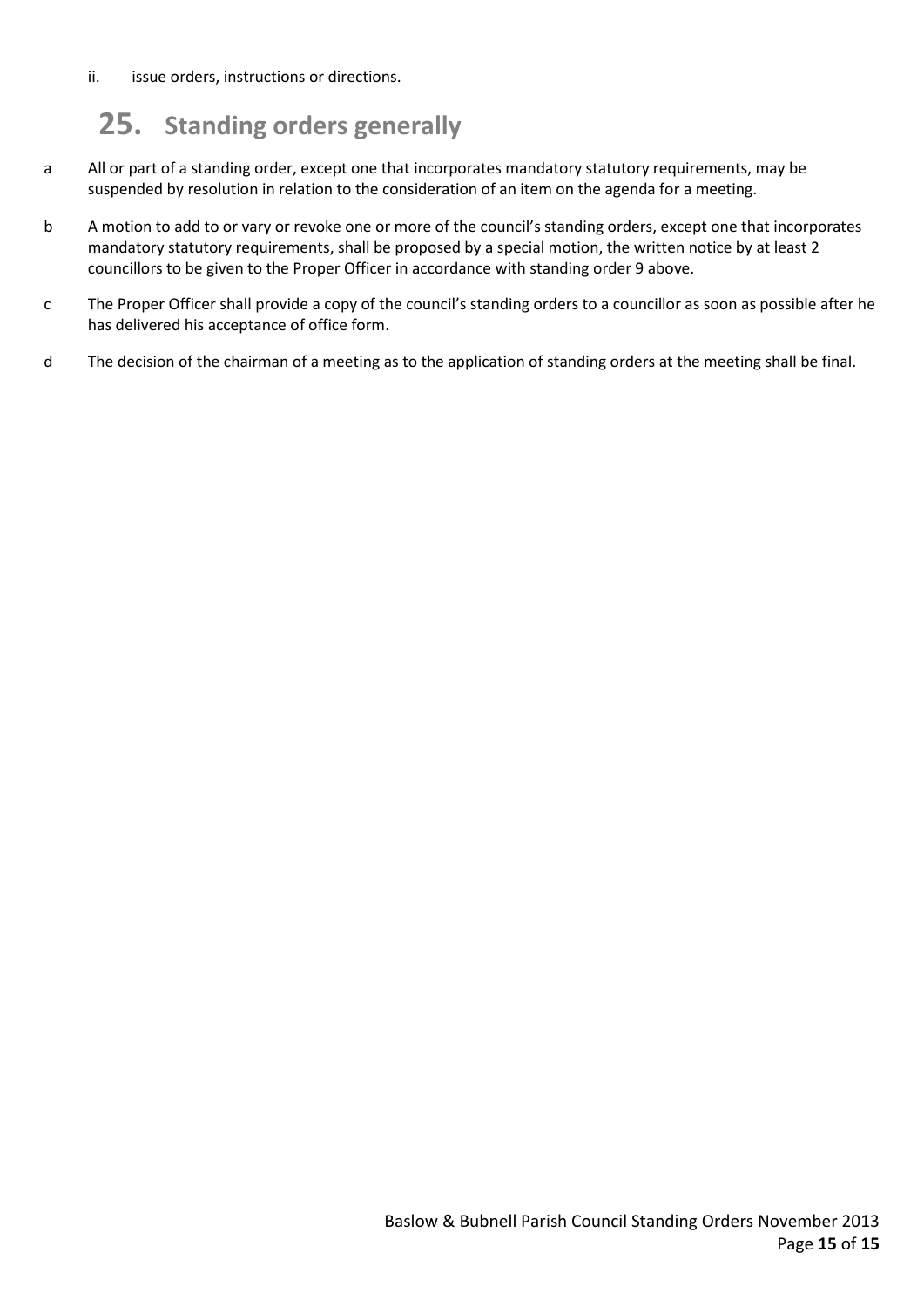ii. issue orders, instructions or directions.

## 25. Standing orders generally

a All or part of a standing order, except one that incorporates mandatory statutory requirements, may be suspended by resolution in relation to the consideration of an item on the agenda for a meeting.

b A motion to add to or vary or revoke one or more of the council's standing orders, except one that incorporates mandatory statutory requirements, shall be proposed by a special motion, the written notice by at least 2 councillors to be given to the Proper Officer in accordance with standing order 9 above.

c The Proper Officer shall provide a copy of the council's standing orders to a councillor as soon as possible after he has delivered his acceptance of office form.

d The decision of the chairman of a meeting as to the application of standing orders at the meeting shall be final.